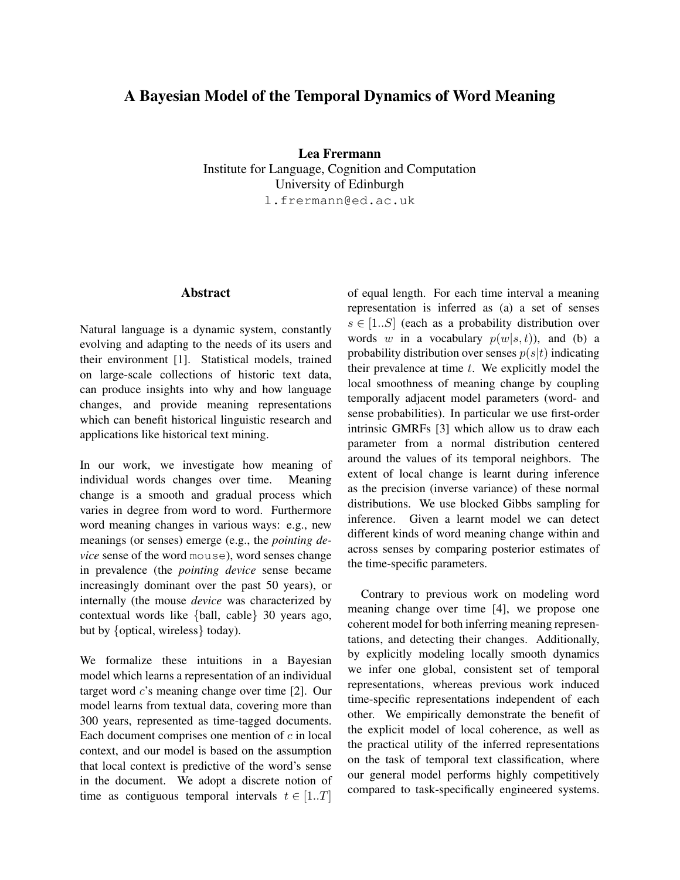# A Bayesian Model of the Temporal Dynamics of Word Meaning

**Lea Frermann**
Institute for Language, Cognition and Computation
University of Edinburgh
l.frermann@ed.ac.uk

## Abstract

Natural language is a dynamic system, constantly evolving and adapting to the needs of its users and their environment [1]. Statistical models, trained on large-scale collections of historic text data, can produce insights into why and how language changes, and provide meaning representations which can benefit historical linguistic research and applications like historical text mining.

In our work, we investigate how meaning of individual words changes over time. Meaning change is a smooth and gradual process which varies in degree from word to word. Furthermore word meaning changes in various ways: e.g., new meanings (or senses) emerge (e.g., the *pointing device* sense of the word mouse), word senses change in prevalence (the *pointing device* sense became increasingly dominant over the past 50 years), or internally (the mouse *device* was characterized by contextual words like {ball, cable} 30 years ago, but by {optical, wireless} today).

We formalize these intuitions in a Bayesian model which learns a representation of an individual target word $c$'s meaning change over time [2]. Our model learns from textual data, covering more than 300 years, represented as time-tagged documents. Each document comprises one mention of $c$ in local context, and our model is based on the assumption that local context is predictive of the word's sense in the document. We adopt a discrete notion of time as contiguous temporal intervals $t \in [1..T]$ of equal length. For each time interval a meaning representation is inferred as (a) a set of senses $s \in [1..S]$ (each as a probability distribution over words $w$ in a vocabulary $p(w|s,t)$), and (b) a probability distribution over senses $p(s|t)$ indicating their prevalence at time $t$. We explicitly model the local smoothness of meaning change by coupling temporally adjacent model parameters (word- and sense probabilities). In particular we use first-order intrinsic GMRFs [3] which allow us to draw each parameter from a normal distribution centered around the values of its temporal neighbors. The extent of local change is learnt during inference as the precision (inverse variance) of these normal distributions. We use blocked Gibbs sampling for inference. Given a learnt model we can detect different kinds of word meaning change within and across senses by comparing posterior estimates of the time-specific parameters.

Contrary to previous work on modeling word meaning change over time [4], we propose one coherent model for both inferring meaning representations, and detecting their changes. Additionally, by explicitly modeling locally smooth dynamics we infer one global, consistent set of temporal representations, whereas previous work induced time-specific representations independent of each other. We empirically demonstrate the benefit of the explicit model of local coherence, as well as the practical utility of the inferred representations on the task of temporal text classification, where our general model performs highly competitively compared to task-specifically engineered systems.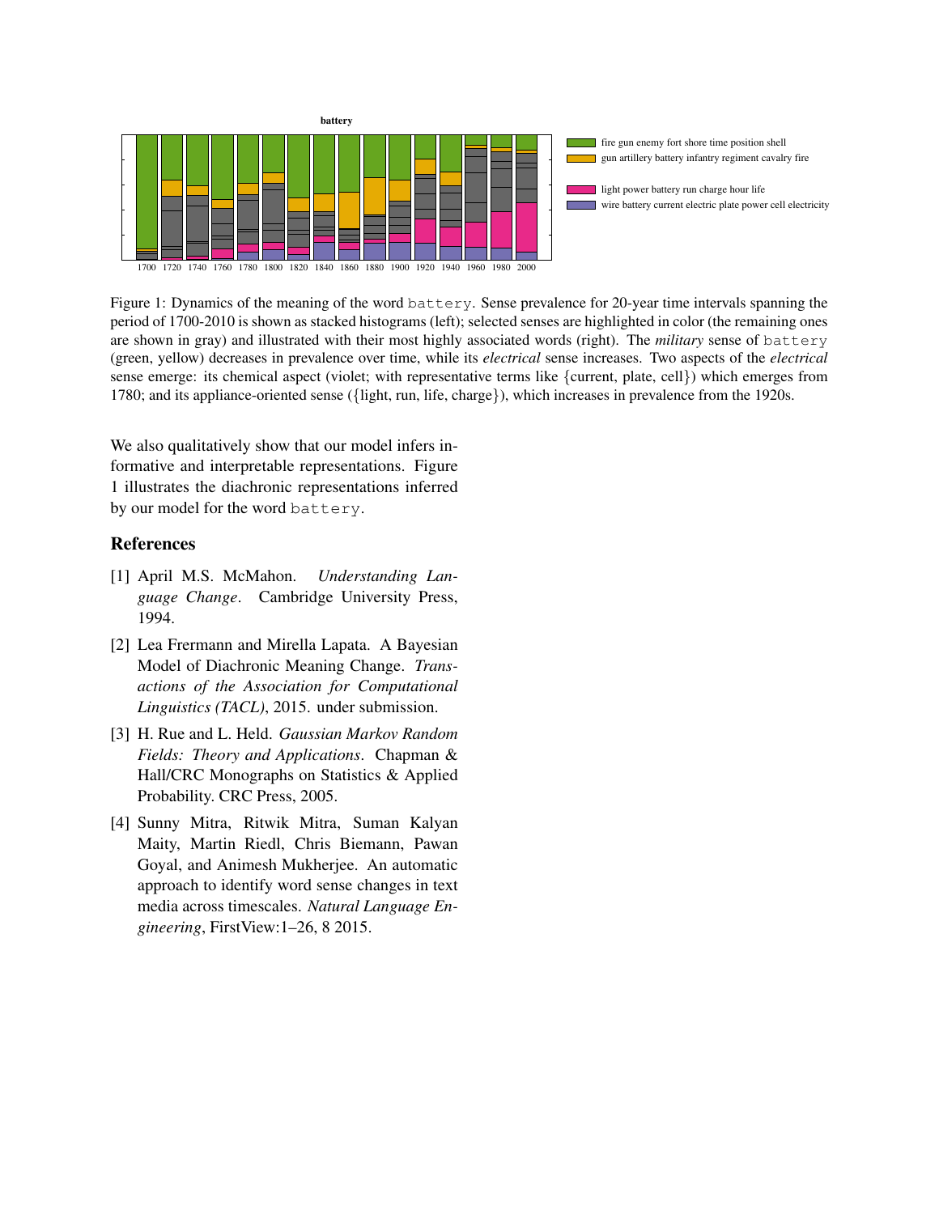battery

1700 1720 1740 1760 1780 1800 1820 1840 1860 1880 1900 1920 1940 1960 1980 2000

fire gun enemy fort shore time position shell
gun artillery battery infantry regiment cavalry fire
light power battery run charge hour life
wire battery current electric plate power cell electricity

Figure 1: Dynamics of the meaning of the word `battery`. Sense prevalence for 20-year time intervals spanning the period of 1700-2010 is shown as stacked histograms (left); selected senses are highlighted in color (the remaining ones are shown in gray) and illustrated with their most highly associated words (right). The *military* sense of `battery` (green, yellow) decreases in prevalence over time, while its *electrical* sense increases. Two aspects of the *electrical* sense emerge: its chemical aspect (violet; with representative terms like {current, plate, cell}) which emerges from 1780; and its appliance-oriented sense ({light, run, life, charge}), which increases in prevalence from the 1920s.

We also qualitatively show that our model infers informative and interpretable representations. Figure 1 illustrates the diachronic representations inferred by our model for the word `battery`.

## References

[1] April M.S. McMahon. *Understanding Language Change*. Cambridge University Press, 1994.

[2] Lea Frermann and Mirella Lapata. A Bayesian Model of Diachronic Meaning Change. *Transactions of the Association for Computational Linguistics (TACL)*, 2015. under submission.

[3] H. Rue and L. Held. *Gaussian Markov Random Fields: Theory and Applications*. Chapman & Hall/CRC Monographs on Statistics & Applied Probability. CRC Press, 2005.

[4] Sunny Mitra, Ritwik Mitra, Suman Kalyan Maity, Martin Riedl, Chris Biemann, Pawan Goyal, and Animesh Mukherjee. An automatic approach to identify word sense changes in text media across timescales. *Natural Language Engineering*, FirstView:1–26, 8 2015.